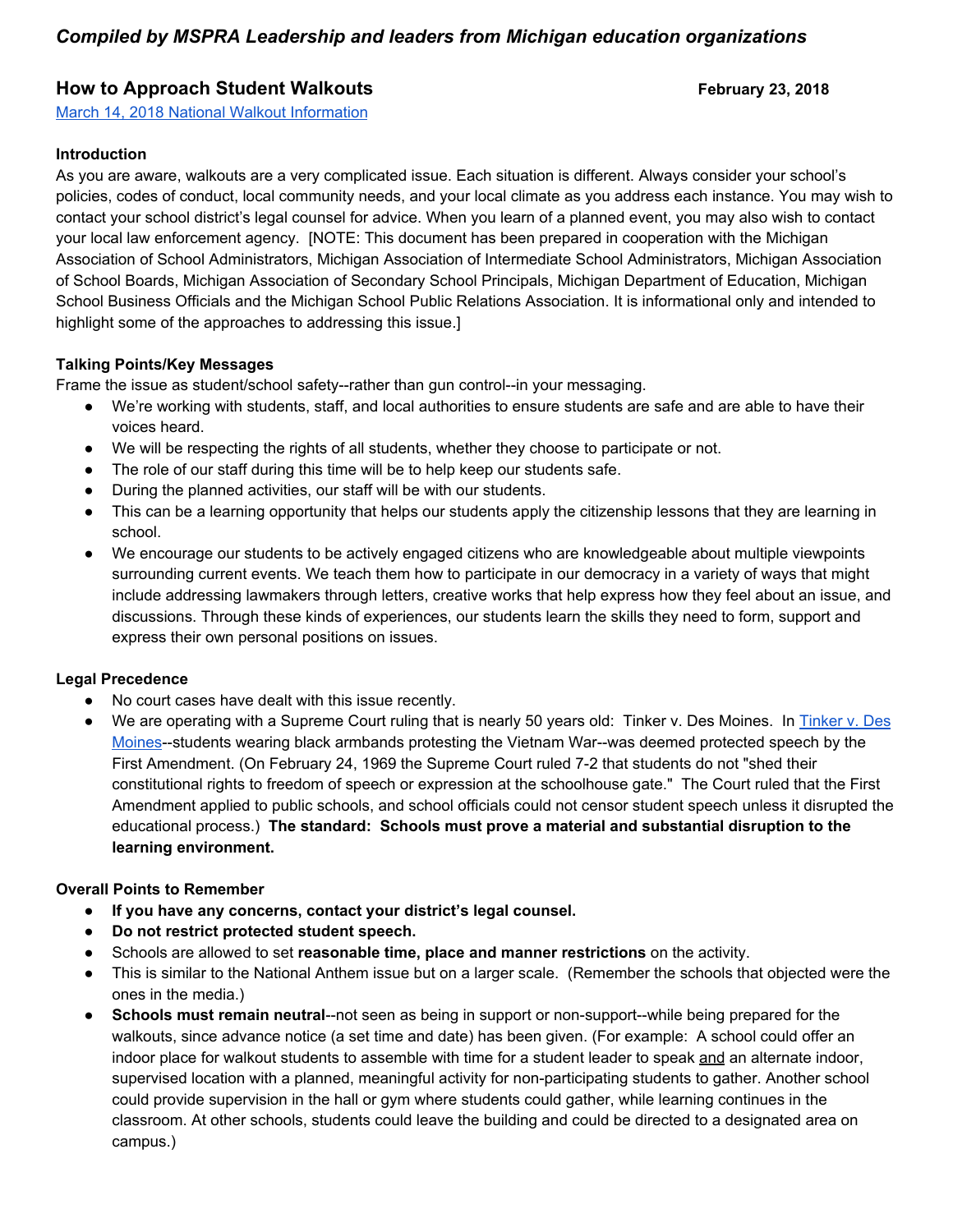*Compiled by MSPRA Leadership and leaders from Michigan education organizations*

## How to Approach Student Walkouts

**February 23, 2018**

March 14, 2018 National Walkout Information

### Introduction

As you are aware, walkouts are a very complicated issue. Each situation is different. Always consider your school's policies, codes of conduct, local community needs, and your local climate as you address each instance. You may wish to contact your school district's legal counsel for advice. When you learn of a planned event, you may also wish to contact your local law enforcement agency. [NOTE: This document has been prepared in cooperation with the Michigan Association of School Administrators, Michigan Association of Intermediate School Administrators, Michigan Association of School Boards, Michigan Association of Secondary School Principals, Michigan Department of Education, Michigan School Business Officials and the Michigan School Public Relations Association. It is informational only and intended to highlight some of the approaches to addressing this issue.]

### Talking Points/Key Messages

Frame the issue as student/school safety--rather than gun control--in your messaging.

- We're working with students, staff, and local authorities to ensure students are safe and are able to have their voices heard.
- We will be respecting the rights of all students, whether they choose to participate or not.
- The role of our staff during this time will be to help keep our students safe.
- During the planned activities, our staff will be with our students.
- This can be a learning opportunity that helps our students apply the citizenship lessons that they are learning in school.
- We encourage our students to be actively engaged citizens who are knowledgeable about multiple viewpoints surrounding current events. We teach them how to participate in our democracy in a variety of ways that might include addressing lawmakers through letters, creative works that help express how they feel about an issue, and discussions. Through these kinds of experiences, our students learn the skills they need to form, support and express their own personal positions on issues.

### Legal Precedence

- No court cases have dealt with this issue recently.
- We are operating with a Supreme Court ruling that is nearly 50 years old: Tinker v. Des Moines. In Tinker v. Des Moines--students wearing black armbands protesting the Vietnam War--was deemed protected speech by the First Amendment. (On February 24, 1969 the Supreme Court ruled 7-2 that students do not "shed their constitutional rights to freedom of speech or expression at the schoolhouse gate." The Court ruled that the First Amendment applied to public schools, and school officials could not censor student speech unless it disrupted the educational process.) **The standard: Schools must prove a material and substantial disruption to the learning environment.**

### Overall Points to Remember

- **If you have any concerns, contact your district's legal counsel.**
- **Do not restrict protected student speech.**
- Schools are allowed to set **reasonable time, place and manner restrictions** on the activity.
- This is similar to the National Anthem issue but on a larger scale. (Remember the schools that objected were the ones in the media.)
- **Schools must remain neutral**--not seen as being in support or non-support--while being prepared for the walkouts, since advance notice (a set time and date) has been given. (For example: A school could offer an indoor place for walkout students to assemble with time for a student leader to speak and an alternate indoor, supervised location with a planned, meaningful activity for non-participating students to gather. Another school could provide supervision in the hall or gym where students could gather, while learning continues in the classroom. At other schools, students could leave the building and could be directed to a designated area on campus.)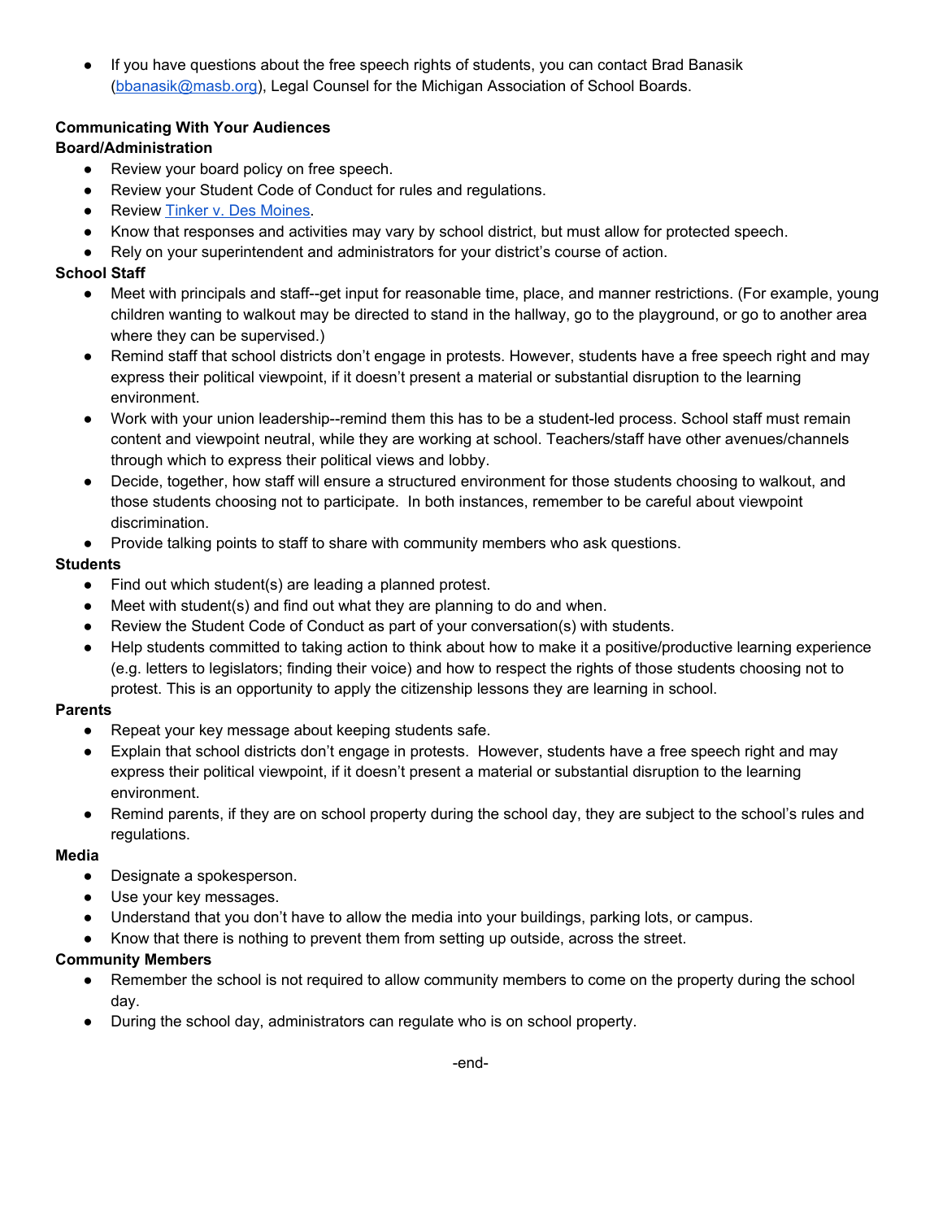- If you have questions about the free speech rights of students, you can contact Brad Banasik (bbanasik@masb.org), Legal Counsel for the Michigan Association of School Boards.

**Communicating With Your Audiences**

**Board/Administration**

- Review your board policy on free speech.
- Review your Student Code of Conduct for rules and regulations.
- Review Tinker v. Des Moines.
- Know that responses and activities may vary by school district, but must allow for protected speech.
- Rely on your superintendent and administrators for your district's course of action.

**School Staff**

- Meet with principals and staff--get input for reasonable time, place, and manner restrictions. (For example, young children wanting to walkout may be directed to stand in the hallway, go to the playground, or go to another area where they can be supervised.)
- Remind staff that school districts don't engage in protests. However, students have a free speech right and may express their political viewpoint, if it doesn't present a material or substantial disruption to the learning environment.
- Work with your union leadership--remind them this has to be a student-led process. School staff must remain content and viewpoint neutral, while they are working at school. Teachers/staff have other avenues/channels through which to express their political views and lobby.
- Decide, together, how staff will ensure a structured environment for those students choosing to walkout, and those students choosing not to participate. In both instances, remember to be careful about viewpoint discrimination.
- Provide talking points to staff to share with community members who ask questions.

**Students**

- Find out which student(s) are leading a planned protest.
- Meet with student(s) and find out what they are planning to do and when.
- Review the Student Code of Conduct as part of your conversation(s) with students.
- Help students committed to taking action to think about how to make it a positive/productive learning experience (e.g. letters to legislators; finding their voice) and how to respect the rights of those students choosing not to protest. This is an opportunity to apply the citizenship lessons they are learning in school.

**Parents**

- Repeat your key message about keeping students safe.
- Explain that school districts don't engage in protests. However, students have a free speech right and may express their political viewpoint, if it doesn't present a material or substantial disruption to the learning environment.
- Remind parents, if they are on school property during the school day, they are subject to the school's rules and regulations.

**Media**

- Designate a spokesperson.
- Use your key messages.
- Understand that you don't have to allow the media into your buildings, parking lots, or campus.
- Know that there is nothing to prevent them from setting up outside, across the street.

**Community Members**

- Remember the school is not required to allow community members to come on the property during the school day.
- During the school day, administrators can regulate who is on school property.

-end-